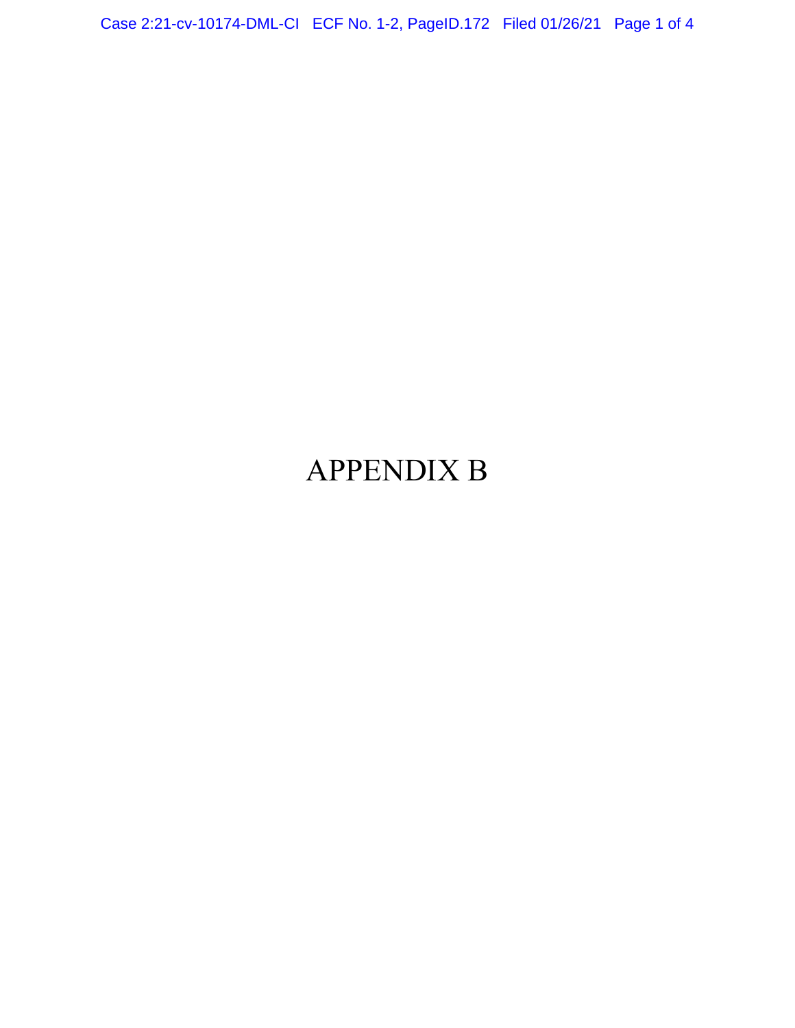# APPENDIX B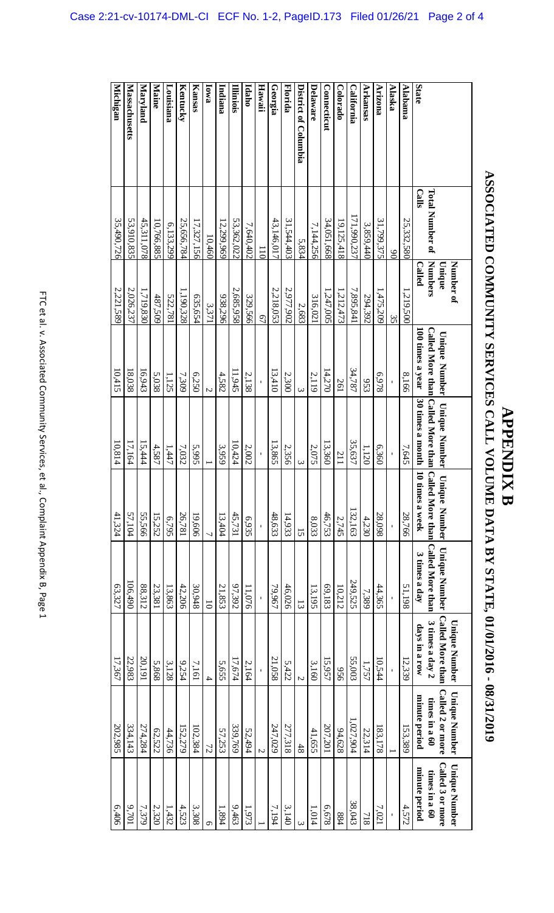# APPENDIX B

## ASSOCIATED COMMUNITY SERVICES CALL VOLUME DATA BY STATE, 01/01/2016 - 08/31/2019

| State | Total Number of Calls | Number of Unique Numbers Called | Unique Number Called More than 100 times a year | Unique Number Called More than 30 times a month | Unique Number Called More than 10 times a week | Unique Number Called More than 3 times a day | Unique Number Called More than 3 times a day 2 days in a row | Unique Number Called 2 or more times in a 60 minute period | Unique Number Called 3 or more times in a 60 minute period |
|---|---|---|---|---|---|---|---|---|---|
| Alabama | 25,332,580 | 1,219,500 | 8,166 | 7,645 | 28,766 | 51,198 | 12,339 | 153,389 | 4,572 |
| Alaska | 90 | 35 | - | - | - | - | - | 1 | - |
| Arizona | 31,799,375 | 1,475,209 | 6,978 | 6,360 | 28,098 | 44,365 | 10,544 | 183,178 | 7,021 |
| Arkansas | 3,859,440 | 294,392 | 953 | 1,120 | 4,230 | 7,389 | 1,757 | 22,314 | 718 |
| California | 171,990,237 | 7,895,841 | 34,787 | 35,637 | 132,163 | 249,525 | 55,003 | 1,027,904 | 38,043 |
| Colorado | 19,125,418 | 1,212,473 | 261 | 211 | 2,745 | 10,212 | 956 | 94,628 | 884 |
| Connecticut | 34,051,668 | 1,247,005 | 14,270 | 13,360 | 46,753 | 69,183 | 15,957 | 207,201 | 6,678 |
| Delaware | 7,144,256 | 316,021 | 2,119 | 2,075 | 8,033 | 13,195 | 3,160 | 41,655 | 1,014 |
| District of Columbia | 5,834 | 2,683 | 3 | 3 | 15 | 13 | 2 | 48 | 3 |
| Florida | 31,544,403 | 2,977,902 | 2,300 | 2,356 | 14,933 | 46,026 | 5,422 | 277,318 | 3,140 |
| Georgia | 43,146,017 | 2,218,053 | 13,410 | 13,865 | 48,633 | 79,967 | 21,058 | 247,029 | 7,194 |
| Hawaii | 110 | 67 | - | - | - | - | - | 2 | 1 |
| Idaho | 7,640,402 | 329,566 | 2,138 | 2,002 | 6,935 | 11,076 | 2,164 | 52,494 | 1,973 |
| Illinois | 53,362,022 | 2,685,958 | 11,945 | 10,424 | 45,731 | 97,392 | 17,674 | 339,769 | 9,463 |
| Indiana | 12,299,969 | 938,296 | 4,582 | 3,959 | 13,404 | 21,853 | 5,655 | 57,253 | 1,894 |
| Iowa | 10,460 | 3,371 | 2 | 1 | 7 | 10 | 4 | 72 | 6 |
| Kansas | 17,327,156 | 635,654 | 6,250 | 5,995 | 19,606 | 30,948 | 7,161 | 102,384 | 3,308 |
| Kentucky | 25,656,784 | 1,190,328 | 7,309 | 7,032 | 26,781 | 42,206 | 9,254 | 152,279 | 4,523 |
| Louisiana | 6,133,299 | 522,781 | 1,125 | 1,447 | 6,795 | 13,863 | 3,128 | 44,736 | 1,432 |
| Maine | 10,766,885 | 487,509 | 5,038 | 4,587 | 15,252 | 23,381 | 5,868 | 62,522 | 2,320 |
| Maryland | 45,311,078 | 1,719,830 | 16,943 | 15,444 | 55,566 | 88,312 | 20,191 | 274,284 | 7,379 |
| Massachusetts | 53,910,835 | 2,026,237 | 18,038 | 17,164 | 57,104 | 106,490 | 22,983 | 334,143 | 9,701 |
| Michigan | 35,490,726 | 2,221,589 | 10,415 | 10,814 | 41,324 | 63,327 | 17,367 | 202,985 | 6,406 |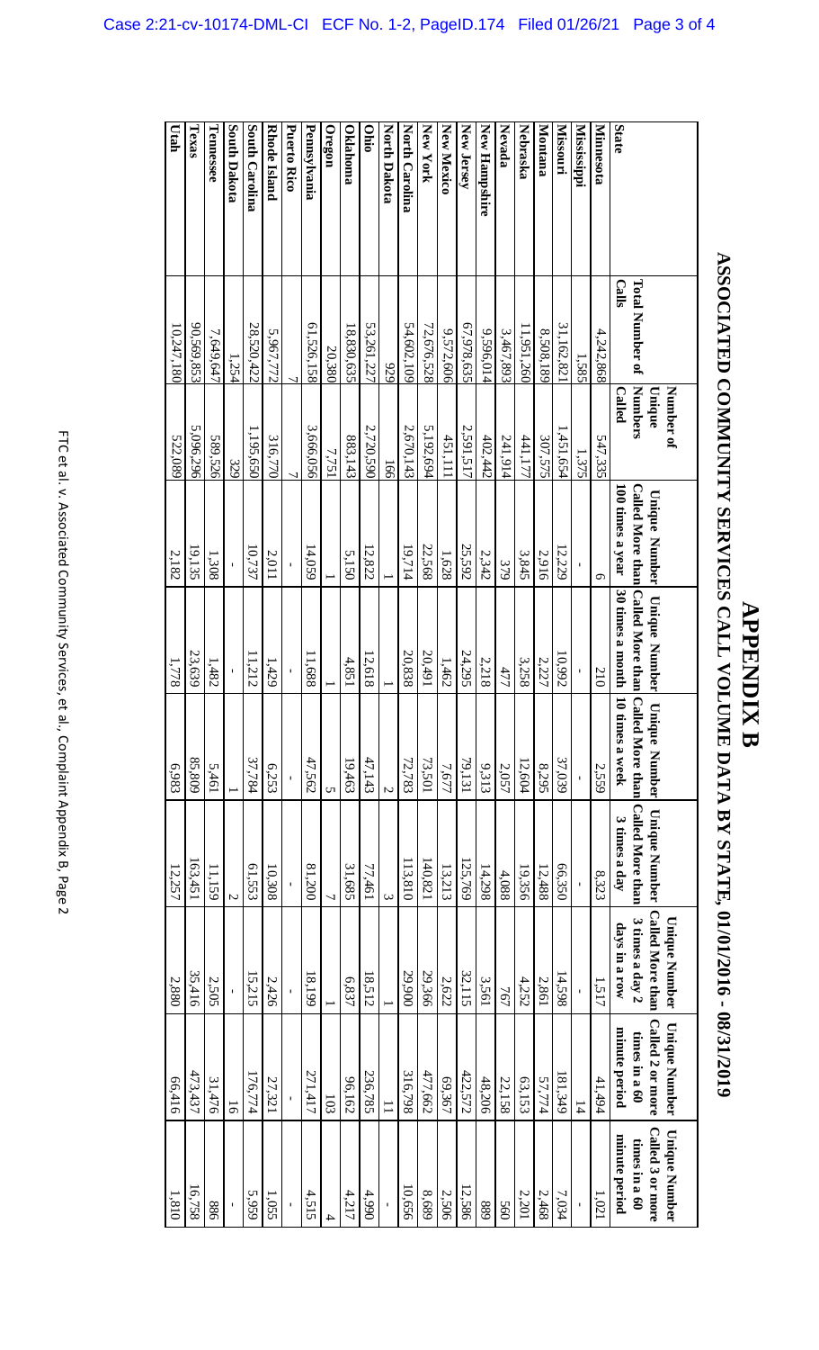# APPENDIX B

## ASSOCIATED COMMUNITY SERVICES CALL VOLUME DATA BY STATE, 01/01/2016 - 08/31/2019

| State | Total Number of Calls | Number of Unique Numbers Called | Unique Number Called More than 100 times a year | Unique Number Called More than 30 times a month | Unique Number Called More than 10 times a week | Unique Number Called More than 3 times a day | Unique Number Called More than 3 times a day 2 days in a row | Unique Number Called 2 or more times in a 60 minute period | Unique Number Called 3 or more times in a 60 minute period |
|---|---|---|---|---|---|---|---|---|---|
| **Minnesota** | 4,242,868 | 547,335 | 6 | 210 | 2,559 | 8,323 | 1,517 | 41,494 | 1,021 |
| **Mississippi** | 1,585 | 1,375 | - | - | - | - | - | 14 | - |
| **Missouri** | 31,162,821 | 1,451,654 | 12,229 | 10,992 | 37,039 | 66,350 | 14,598 | 181,349 | 7,034 |
| **Montana** | 8,508,189 | 307,575 | 2,916 | 2,227 | 8,295 | 12,488 | 2,861 | 57,774 | 2,468 |
| **Nebraska** | 11,951,260 | 441,177 | 3,845 | 3,258 | 12,604 | 19,356 | 4,252 | 63,153 | 2,201 |
| **Nevada** | 3,467,893 | 241,914 | 379 | 477 | 2,057 | 4,088 | 767 | 22,158 | 560 |
| **New Hampshire** | 9,596,014 | 402,442 | 2,342 | 2,218 | 9,313 | 14,298 | 3,561 | 48,206 | 889 |
| **New Jersey** | 67,978,635 | 2,591,517 | 25,592 | 24,295 | 79,131 | 125,769 | 32,115 | 422,572 | 12,586 |
| **New Mexico** | 9,572,606 | 451,111 | 1,628 | 1,462 | 7,677 | 13,213 | 2,622 | 69,367 | 2,506 |
| **New York** | 72,676,528 | 5,192,694 | 22,568 | 20,491 | 73,501 | 140,821 | 29,366 | 477,662 | 8,689 |
| **North Carolina** | 54,602,109 | 2,670,143 | 19,714 | 20,838 | 72,783 | 113,810 | 29,900 | 316,798 | 10,656 |
| **North Dakota** | 929 | 166 | 1 | 1 | 2 | 3 | 1 | 11 | - |
| **Ohio** | 53,261,227 | 2,720,590 | 12,822 | 12,618 | 47,143 | 77,461 | 18,512 | 236,785 | 4,990 |
| **Oklahoma** | 18,830,635 | 883,143 | 5,150 | 4,851 | 19,463 | 31,685 | 6,837 | 96,162 | 4,217 |
| **Oregon** | 20,380 | 7,751 | 1 | 1 | 5 | 7 | 1 | 103 | 4 |
| **Pennsylvania** | 61,526,158 | 3,666,056 | 14,059 | 11,688 | 47,562 | 81,200 | 18,199 | 271,417 | 4,515 |
| **Puerto Rico** | 7 | 7 | - | - | - | - | - | - | - |
| **Rhode Island** | 5,967,772 | 316,770 | 2,011 | 1,429 | 6,253 | 10,308 | 2,426 | 27,321 | 1,055 |
| **South Carolina** | 28,520,422 | 1,195,650 | 10,737 | 11,212 | 37,784 | 61,553 | 15,215 | 176,774 | 5,959 |
| **South Dakota** | 1,254 | 329 | - | - | 1 | 2 | - | 16 | - |
| **Tennessee** | 7,649,647 | 589,526 | 1,308 | 1,482 | 5,461 | 11,159 | 2,505 | 31,476 | 886 |
| **Texas** | 90,569,853 | 5,096,296 | 19,135 | 23,639 | 85,809 | 163,451 | 35,416 | 473,437 | 16,758 |
| **Utah** | 10,247,180 | 522,089 | 2,182 | 1,778 | 6,983 | 12,257 | 2,880 | 66,416 | 1,810 |

FTC et al. v. Associated Community Services, et al., Complaint Appendix B, Page 2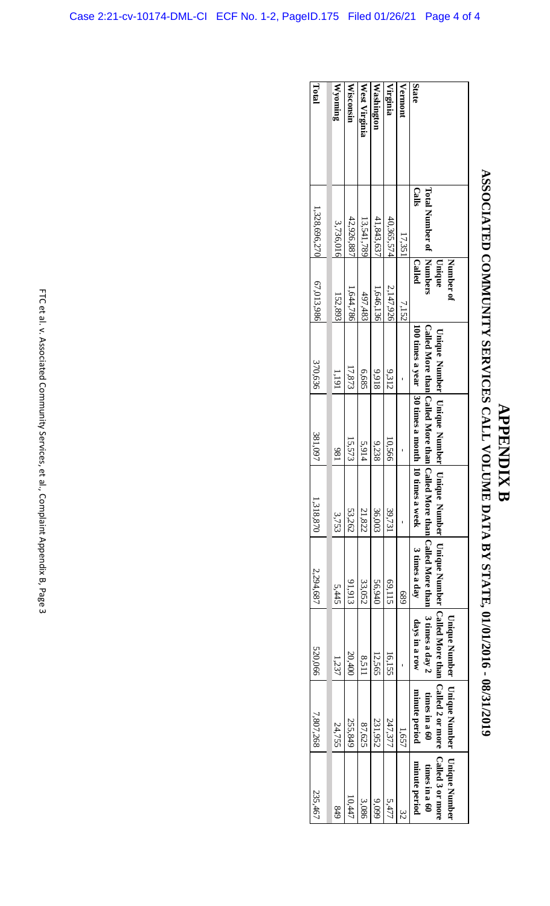# APPENDIX B

## ASSOCIATED COMMUNITY SERVICES CALL VOLUME DATA BY STATE, 01/01/2016 - 08/31/2019

| State | Total Number of Calls | Number of Unique Numbers Called | Unique Number Called More than 100 times a year | Unique Number Called More than 30 times a month | Unique Number Called More than 10 times a week | Unique Number Called More than 3 times a day | Unique Number Called More than 3 times a day 2 days in a row | Unique Number Called 2 or more times in a 60 minute period | Unique Number Called 3 or more times in a 60 minute period |
|---|---|---|---|---|---|---|---|---|---|
| Vermont | 17,351 | 7,152 | - | - | - | 689 | - | 1,657 | 32 |
| Virginia | 40,365,574 | 2,147,926 | 9,312 | 10,566 | 39,731 | 69,115 | 16,155 | 247,377 | 5,477 |
| Washington | 41,843,637 | 1,646,136 | 9,918 | 9,238 | 36,003 | 56,940 | 12,565 | 231,952 | 9,099 |
| West Virginia | 13,541,789 | 497,483 | 6,685 | 5,914 | 21,822 | 33,052 | 8,511 | 87,625 | 3,086 |
| Wisconsin | 42,926,887 | 1,644,786 | 17,873 | 15,573 | 53,262 | 91,919 | 20,400 | 255,849 | 10,447 |
| Wyoming | 3,736,016 | 152,893 | 1,191 | 981 | 3,753 | 5,445 | 1,237 | 24,755 | 849 |
| **Total** | 1,328,696,270 | 67,013,986 | 370,636 | 381,097 | 1,318,870 | 2,294,687 | 520,066 | 7,807,268 | 235,467 |

FTC et al. v. Associated Community Services, et al., Complaint Appendix B, Page 3